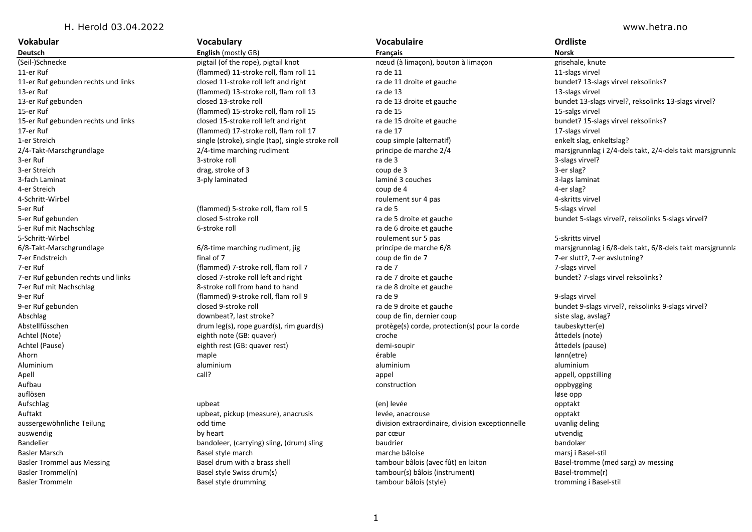| Vokabular | Vocabulary | Vocabulaire | Ordliste |
|---|---|---|---|
| **Deutsch** | **English** (mostly GB) | **Français** | **Norsk** |
| (Seil-)Schnecke | pigtail (of the rope), pigtail knot | nœud (à limaçon), bouton à limaçon | grisehale, knute |
| 11-er Ruf | (flammed) 11-stroke roll, flam roll 11 | ra de 11 | 11-slags virvel |
| 11-er Ruf gebunden rechts und links | closed 11-stroke roll left and right | ra de 11 droite et gauche | bundet? 13-slags virvel reksolinks? |
| 13-er Ruf | (flammed) 13-stroke roll, flam roll 13 | ra de 13 | 13-slags virvel |
| 13-er Ruf gebunden | closed 13-stroke roll | ra de 13 droite et gauche | bundet 13-slags virvel?, reksolinks 13-slags virvel? |
| 15-er Ruf | (flammed) 15-stroke roll, flam roll 15 | ra de 15 | 15-salgs virvel |
| 15-er Ruf gebunden rechts und links | closed 15-stroke roll left and right | ra de 15 droite et gauche | bundet? 15-slags virvel reksolinks? |
| 17-er Ruf | (flammed) 17-stroke roll, flam roll 17 | ra de 17 | 17-slags virvel |
| 1-er Streich | single (stroke), single (tap), single stroke roll | coup simple (alternatif) | enkelt slag, enkeltslag? |
| 2/4-Takt-Marschgrundlage | 2/4-time marching rudiment | principe de marche 2/4 | marsjgrunnlag i 2/4-dels takt, 2/4-dels takt marsjgrunnla |
| 3-er Ruf | 3-stroke roll | ra de 3 | 3-slags virvel? |
| 3-er Streich | drag, stroke of 3 | coup de 3 | 3-er slag? |
| 3-fach Laminat | 3-ply laminated | laminé 3 couches | 3-lags laminat |
| 4-er Streich | | coup de 4 | 4-er slag? |
| 4-Schritt-Wirbel | | roulement sur 4 pas | 4-skritts virvel |
| 5-er Ruf | (flammed) 5-stroke roll, flam roll 5 | ra de 5 | 5-slags virvel |
| 5-er Ruf gebunden | closed 5-stroke roll | ra de 5 droite et gauche | bundet 5-slags virvel?, reksolinks 5-slags virvel? |
| 5-er Ruf mit Nachschlag | 6-stroke roll | ra de 6 droite et gauche | |
| 5-Schritt-Wirbel | | roulement sur 5 pas | 5-skritts virvel |
| 6/8-Takt-Marschgrundlage | 6/8-time marching rudiment, jig | principe de marche 6/8 | marsjgrunnlag i 6/8-dels takt, 6/8-dels takt marsjgrunnla |
| 7-er Endstreich | final of 7 | coup de fin de 7 | 7-er slutt?, 7-er avslutning? |
| 7-er Ruf | (flammed) 7-stroke roll, flam roll 7 | ra de 7 | 7-slags virvel |
| 7-er Ruf gebunden rechts und links | closed 7-stroke roll left and right | ra de 7 droite et gauche | bundet? 7-slags virvel reksolinks? |
| 7-er Ruf mit Nachschlag | 8-stroke roll from hand to hand | ra de 8 droite et gauche | |
| 9-er Ruf | (flammed) 9-stroke roll, flam roll 9 | ra de 9 | 9-slags virvel |
| 9-er Ruf gebunden | closed 9-stroke roll | ra de 9 droite et gauche | bundet 9-slags virvel?, reksolinks 9-slags virvel? |
| Abschlag | downbeat?, last stroke? | coup de fin, dernier coup | siste slag, avslag? |
| Abstellfüsschen | drum leg(s), rope guard(s), rim guard(s) | protège(s) corde, protection(s) pour la corde | taubeskytter(e) |
| Achtel (Note) | eighth note (GB: quaver) | croche | åttedels (note) |
| Achtel (Pause) | eighth rest (GB: quaver rest) | demi-soupir | åttedels (pause) |
| Ahorn | maple | érable | lønn(etre) |
| Aluminium | aluminium | aluminium | aluminium |
| Apell | call? | appel | appell, oppstilling |
| Aufbau | | construction | oppbygging |
| auflösen | | | løse opp |
| Aufschlag | upbeat | (en) levée | opptakt |
| Auftakt | upbeat, pickup (measure), anacrusis | levée, anacrouse | opptakt |
| aussergewöhnliche Teilung | odd time | division extraordinaire, division exceptionnelle | uvanlig deling |
| auswendig | by heart | par cœur | utvendig |
| Bandelier | bandoleer, (carrying) sling, (drum) sling | baudrier | bandolær |
| Basler Marsch | Basel style march | marche bâloise | marsj i Basel-stil |
| Basler Trommel aus Messing | Basel drum with a brass shell | tambour bâlois (avec fût) en laiton | Basel-tromme (med sarg) av messing |
| Basler Trommel(n) | Basel style Swiss drum(s) | tambour(s) bâlois (instrument) | Basel-tromme(r) |
| Basler Trommeln | Basel style drumming | tambour bâlois (style) | tromming i Basel-stil |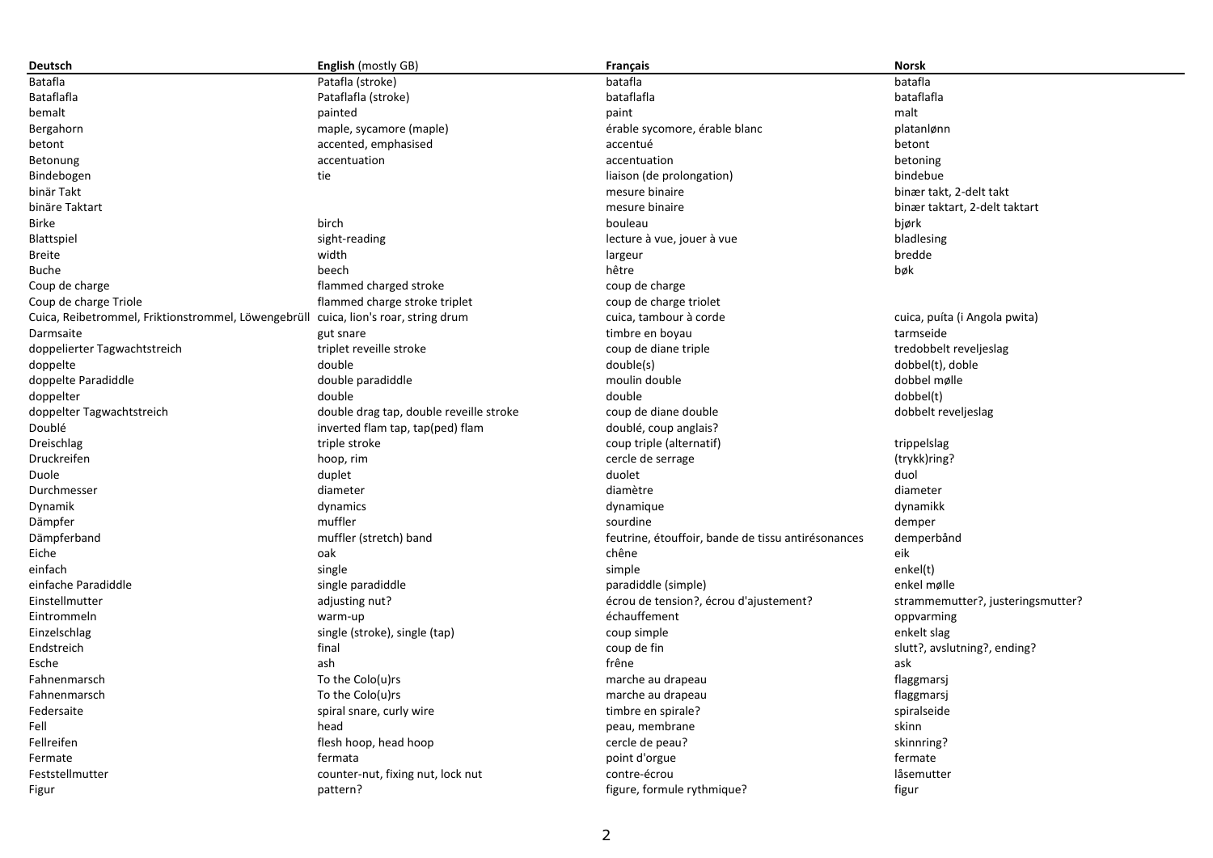| **Deutsch** | **English** (mostly GB) | **Français** | **Norsk** |
|---|---|---|---|
| Batafla | Patafla (stroke) | batafla | batafla |
| Bataflafla | Pataflafla (stroke) | bataflafla | bataflafla |
| bemalt | painted | paint | malt |
| Bergahorn | maple, sycamore (maple) | érable sycomore, érable blanc | platanlønn |
| betont | accented, emphasised | accentué | betont |
| Betonung | accentuation | accentuation | betoning |
| Bindebogen | tie | liaison (de prolongation) | bindebue |
| binär Takt | | mesure binaire | binær takt, 2-delt takt |
| binäre Taktart | | mesure binaire | binær taktart, 2-delt taktart |
| Birke | birch | bouleau | bjørk |
| Blattspiel | sight-reading | lecture à vue, jouer à vue | bladlesing |
| Breite | width | largeur | bredde |
| Buche | beech | hêtre | bøk |
| Coup de charge | flammed charged stroke | coup de charge | |
| Coup de charge Triole | flammed charge stroke triplet | coup de charge triolet | |
| Cuica, Reibetrommel, Friktionstrommel, Löwengebrüll | cuica, lion's roar, string drum | cuica, tambour à corde | cuica, puíta (i Angola pwita) |
| Darmsaite | gut snare | timbre en boyau | tarmseide |
| doppelierter Tagwachtstreich | triplet reveille stroke | coup de diane triple | tredobbelt reveljeslag |
| doppelte | double | double(s) | dobbel(t), doble |
| doppelte Paradiddle | double paradiddle | moulin double | dobbel mølle |
| doppelter | double | double | dobbel(t) |
| doppelter Tagwachtstreich | double drag tap, double reveille stroke | coup de diane double | dobbelt reveljeslag |
| Doublé | inverted flam tap, tap(ped) flam | doublé, coup anglais? | |
| Dreischlag | triple stroke | coup triple (alternatif) | trippelslag |
| Druckreifen | hoop, rim | cercle de serrage | (trykk)ring? |
| Duole | duplet | duolet | duol |
| Durchmesser | diameter | diamètre | diameter |
| Dynamik | dynamics | dynamique | dynamikk |
| Dämpfer | muffler | sourdine | demper |
| Dämpferband | muffler (stretch) band | feutrine, étouffoir, bande de tissu antirésonances | demperbånd |
| Eiche | oak | chêne | eik |
| einfach | single | simple | enkel(t) |
| einfache Paradiddle | single paradiddle | paradiddle (simple) | enkel mølle |
| Einstellmutter | adjusting nut? | écrou de tension?, écrou d'ajustement? | strammemutter?, justeringsmutter? |
| Eintrommeln | warm-up | échauffement | oppvarming |
| Einzelschlag | single (stroke), single (tap) | coup simple | enkelt slag |
| Endstreich | final | coup de fin | slutt?, avslutning?, ending? |
| Esche | ash | frêne | ask |
| Fahnenmarsch | To the Colo(u)rs | marche au drapeau | flaggmarsj |
| Fahnenmarsch | To the Colo(u)rs | marche au drapeau | flaggmarsj |
| Federsaite | spiral snare, curly wire | timbre en spirale? | spiralseide |
| Fell | head | peau, membrane | skinn |
| Fellreifen | flesh hoop, head hoop | cercle de peau? | skinnring? |
| Fermate | fermata | point d'orgue | fermate |
| Feststellmutter | counter-nut, fixing nut, lock nut | contre-écrou | låsemutter |
| Figur | pattern? | figure, formule rythmique? | figur |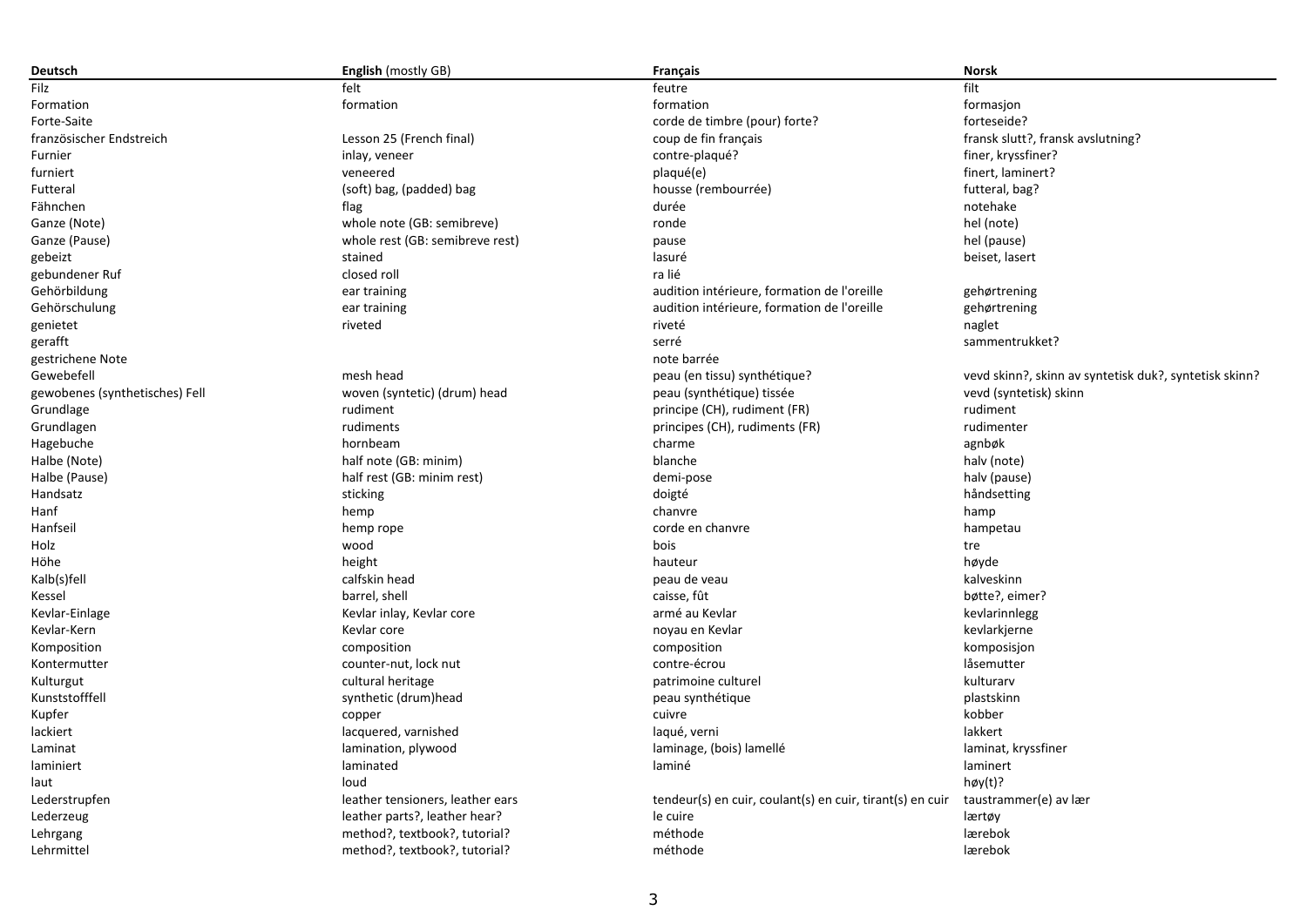| Deutsch | **English** (mostly GB) | Français | Norsk |
|---|---|---|---|
| Filz | felt | feutre | filt |
| Formation | formation | formation | formasjon |
| Forte-Saite | | corde de timbre (pour) forte? | forteseide? |
| französischer Endstreich | Lesson 25 (French final) | coup de fin français | fransk slutt?, fransk avslutning? |
| Furnier | inlay, veneer | contre-plaqué? | finer, kryssfiner? |
| furniert | veneered | plaqué(e) | finert, laminert? |
| Futteral | (soft) bag, (padded) bag | housse (rembourrée) | futteral, bag? |
| Fähnchen | flag | durée | notehake |
| Ganze (Note) | whole note (GB: semibreve) | ronde | hel (note) |
| Ganze (Pause) | whole rest (GB: semibreve rest) | pause | hel (pause) |
| gebeizt | stained | lasuré | beiset, lasert |
| gebundener Ruf | closed roll | ra lié | |
| Gehörbildung | ear training | audition intérieure, formation de l'oreille | gehørtrening |
| Gehörschulung | ear training | audition intérieure, formation de l'oreille | gehørtrening |
| genietet | riveted | riveté | naglet |
| gerafft | | serré | sammentrukket? |
| gestrichene Note | | note barrée | |
| Gewebefell | mesh head | peau (en tissu) synthétique? | vevd skinn?, skinn av syntetisk duk?, syntetisk skinn? |
| gewobenes (synthetisches) Fell | woven (syntetic) (drum) head | peau (synthétique) tissée | vevd (syntetisk) skinn |
| Grundlage | rudiment | principe (CH), rudiment (FR) | rudiment |
| Grundlagen | rudiments | principes (CH), rudiments (FR) | rudimenter |
| Hagebuche | hornbeam | charme | agnbøk |
| Halbe (Note) | half note (GB: minim) | blanche | halv (note) |
| Halbe (Pause) | half rest (GB: minim rest) | demi-pose | halv (pause) |
| Handsatz | sticking | doigté | håndsetting |
| Hanf | hemp | chanvre | hamp |
| Hanfseil | hemp rope | corde en chanvre | hampetau |
| Holz | wood | bois | tre |
| Höhe | height | hauteur | høyde |
| Kalb(s)fell | calfskin head | peau de veau | kalveskinn |
| Kessel | barrel, shell | caisse, fût | bøtte?, eimer? |
| Kevlar-Einlage | Kevlar inlay, Kevlar core | armé au Kevlar | kevlarinnlegg |
| Kevlar-Kern | Kevlar core | noyau en Kevlar | kevlarkjerne |
| Komposition | composition | composition | komposisjon |
| Kontermutter | counter-nut, lock nut | contre-écrou | låsemutter |
| Kulturgut | cultural heritage | patrimoine culturel | kulturarv |
| Kunststofffell | synthetic (drum)head | peau synthétique | plastskinn |
| Kupfer | copper | cuivre | kobber |
| lackiert | lacquered, varnished | laqué, verni | lakkert |
| Laminat | lamination, plywood | laminage, (bois) lamellé | laminat, kryssfiner |
| laminiert | laminated | laminé | laminert |
| laut | loud | | høy(t)? |
| Lederstrupfen | leather tensioners, leather ears | tendeur(s) en cuir, coulant(s) en cuir, tirant(s) en cuir | taustrammer(e) av lær |
| Lederzeug | leather parts?, leather hear? | le cuire | lærtøy |
| Lehrgang | method?, textbook?, tutorial? | méthode | lærebok |
| Lehrmittel | method?, textbook?, tutorial? | méthode | lærebok |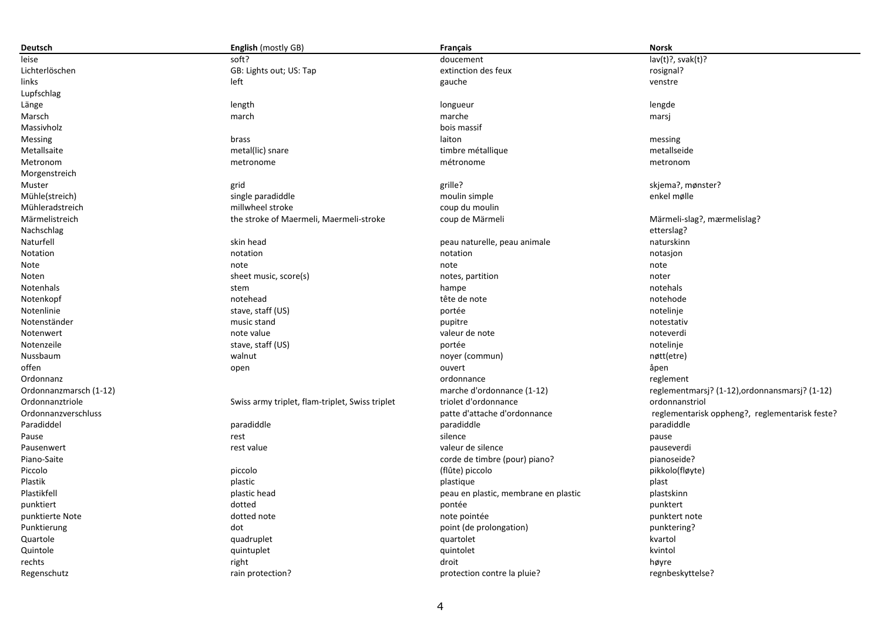| Deutsch | English (mostly GB) | Français | Norsk |
|---|---|---|---|
| leise | soft? | doucement | lav(t)?, svak(t)? |
| Lichterlöschen | GB: Lights out; US: Tap | extinction des feux | rosignal? |
| links | left | gauche | venstre |
| Lupfschlag | | | |
| Länge | length | longueur | lengde |
| Marsch | march | marche | marsj |
| Massivholz | | bois massif | |
| Messing | brass | laiton | messing |
| Metallsaite | metal(lic) snare | timbre métallique | metallseide |
| Metronom | metronome | métronome | metronom |
| Morgenstreich | | | |
| Muster | grid | grille? | skjema?, mønster? |
| Mühle(streich) | single paradiddle | moulin simple | enkel mølle |
| Mühleradstreich | millwheel stroke | coup du moulin | |
| Märmelistreich | the stroke of Maermeli, Maermeli-stroke | coup de Märmeli | Märmeli-slag?, mærmelislag? |
| Nachschlag | | | etterslag? |
| Naturfell | skin head | peau naturelle, peau animale | naturskinn |
| Notation | notation | notation | notasjon |
| Note | note | note | note |
| Noten | sheet music, score(s) | notes, partition | noter |
| Notenhals | stem | hampe | notehals |
| Notenkopf | notehead | tête de note | notehode |
| Notenlinie | stave, staff (US) | portée | notelinje |
| Notenständer | music stand | pupitre | notestativ |
| Notenwert | note value | valeur de note | noteverdi |
| Notenzeile | stave, staff (US) | portée | notelinje |
| Nussbaum | walnut | noyer (commun) | nøtt(etre) |
| offen | open | ouvert | åpen |
| Ordonnanz | | ordonnance | reglement |
| Ordonnanzmarsch (1-12) | | marche d'ordonnance (1-12) | reglementmarsj? (1-12),ordonnansmarsj? (1-12) |
| Ordonnanztriole | Swiss army triplet, flam-triplet, Swiss triplet | triolet d'ordonnance | ordonnanstriol |
| Ordonnanzverschluss | | patte d'attache d'ordonnance | reglementarisk oppheng?, reglementarisk feste? |
| Paradiddel | paradiddle | paradiddle | paradiddle |
| Pause | rest | silence | pause |
| Pausenwert | rest value | valeur de silence | pauseverdi |
| Piano-Saite | | corde de timbre (pour) piano? | pianoseide? |
| Piccolo | piccolo | (flûte) piccolo | pikkolo(fløyte) |
| Plastik | plastic | plastique | plast |
| Plastikfell | plastic head | peau en plastic, membrane en plastic | plastskinn |
| punktiert | dotted | pontée | punktert |
| punktierte Note | dotted note | note pointée | punktert note |
| Punktierung | dot | point (de prolongation) | punktering? |
| Quartole | quadruplet | quartolet | kvartol |
| Quintole | quintuplet | quintolet | kvintol |
| rechts | right | droit | høyre |
| Regenschutz | rain protection? | protection contre la pluie? | regnbeskyttelse? |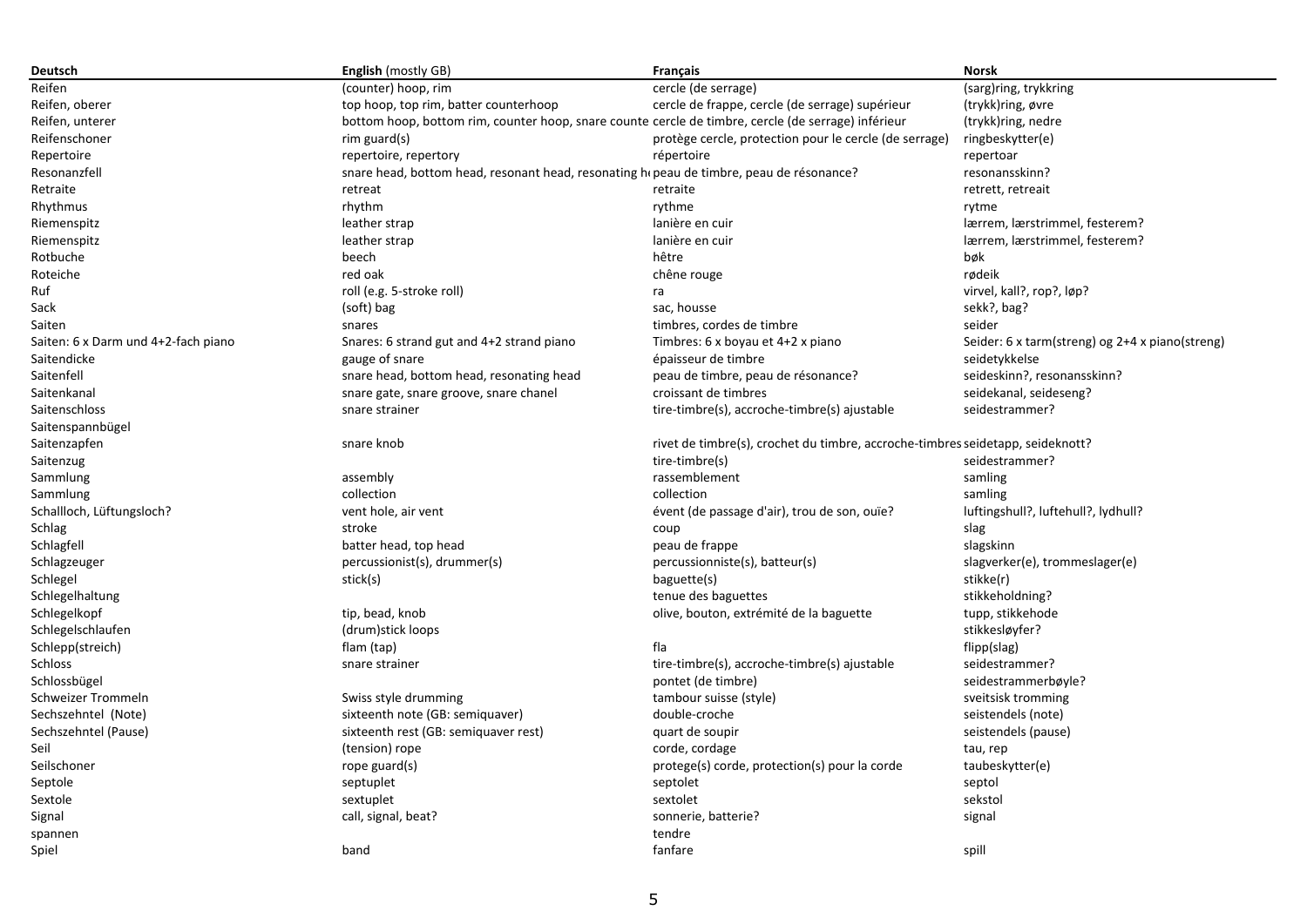| **Deutsch** | **English** (mostly GB) | **Français** | **Norsk** |
|---|---|---|---|
| Reifen | (counter) hoop, rim | cercle (de serrage) | (sarg)ring, trykkring |
| Reifen, oberer | top hoop, top rim, batter counterhoop | cercle de frappe, cercle (de serrage) supérieur | (trykk)ring, øvre |
| Reifen, unterer | bottom hoop, bottom rim, counter hoop, snare counte | cercle de timbre, cercle (de serrage) inférieur | (trykk)ring, nedre |
| Reifenschoner | rim guard(s) | protège cercle, protection pour le cercle (de serrage) | ringbeskytter(e) |
| Repertoire | repertoire, repertory | répertoire | repertoar |
| Resonanzfell | snare head, bottom head, resonant head, resonating h | peau de timbre, peau de résonance? | resonansskinn? |
| Retraite | retreat | retraite | retrett, retreait |
| Rhythmus | rhythm | rythme | rytme |
| Riemenspitz | leather strap | lanière en cuir | lærrem, lærstrimmel, festerem? |
| Riemenspitz | leather strap | lanière en cuir | lærrem, lærstrimmel, festerem? |
| Rotbuche | beech | hêtre | bøk |
| Roteiche | red oak | chêne rouge | rødeik |
| Ruf | roll (e.g. 5-stroke roll) | ra | virvel, kall?, rop?, løp? |
| Sack | (soft) bag | sac, housse | sekk?, bag? |
| Saiten | snares | timbres, cordes de timbre | seider |
| Saiten: 6 x Darm und 4+2-fach piano | Snares: 6 strand gut and 4+2 strand piano | Timbres: 6 x boyau et 4+2 x piano | Seider: 6 x tarm(streng) og 2+4 x piano(streng) |
| Saitendicke | gauge of snare | épaisseur de timbre | seidetykkelse |
| Saitenfell | snare head, bottom head, resonating head | peau de timbre, peau de résonance? | seideskinn?, resonansskinn? |
| Saitenkanal | snare gate, snare groove, snare chanel | croissant de timbres | seidekanal, seideseng? |
| Saitenschloss | snare strainer | tire-timbre(s), accroche-timbre(s) ajustable | seidestrammer? |
| Saitenspannbügel | | | |
| Saitenzapfen | snare knob | rivet de timbre(s), crochet du timbre, accroche-timbres | seidetapp, seideknott? |
| Saitenzug | | tire-timbre(s) | seidestrammer? |
| Sammlung | assembly | rassemblement | samling |
| Sammlung | collection | collection | samling |
| Schallloch, Lüftungsloch? | vent hole, air vent | évent (de passage d'air), trou de son, ouïe? | luftingshull?, luftehull?, lydhull? |
| Schlag | stroke | coup | slag |
| Schlagfell | batter head, top head | peau de frappe | slagskinn |
| Schlagzeuger | percussionist(s), drummer(s) | percussionniste(s), batteur(s) | slagverker(e), trommeslager(e) |
| Schlegel | stick(s) | baguette(s) | stikke(r) |
| Schlegelhaltung | | tenue des baguettes | stikkeholdning? |
| Schlegelkopf | tip, bead, knob | olive, bouton, extrémité de la baguette | tupp, stikkehode |
| Schlegelschlaufen | (drum)stick loops | | stikkesløyfer? |
| Schlepp(streich) | flam (tap) | fla | flipp(slag) |
| Schloss | snare strainer | tire-timbre(s), accroche-timbre(s) ajustable | seidestrammer? |
| Schlossbügel | | pontet (de timbre) | seidestrammerbøyle? |
| Schweizer Trommeln | Swiss style drumming | tambour suisse (style) | sveitsisk tromming |
| Sechszehntel (Note) | sixteenth note (GB: semiquaver) | double-croche | seistendels (note) |
| Sechszehntel (Pause) | sixteenth rest (GB: semiquaver rest) | quart de soupir | seistendels (pause) |
| Seil | (tension) rope | corde, cordage | tau, rep |
| Seilschoner | rope guard(s) | protege(s) corde, protection(s) pour la corde | taubeskytter(e) |
| Septole | septuplet | septolet | septol |
| Sextole | sextuplet | sextolet | sekstol |
| Signal | call, signal, beat? | sonnerie, batterie? | signal |
| spannen | | tendre | |
| Spiel | band | fanfare | spill |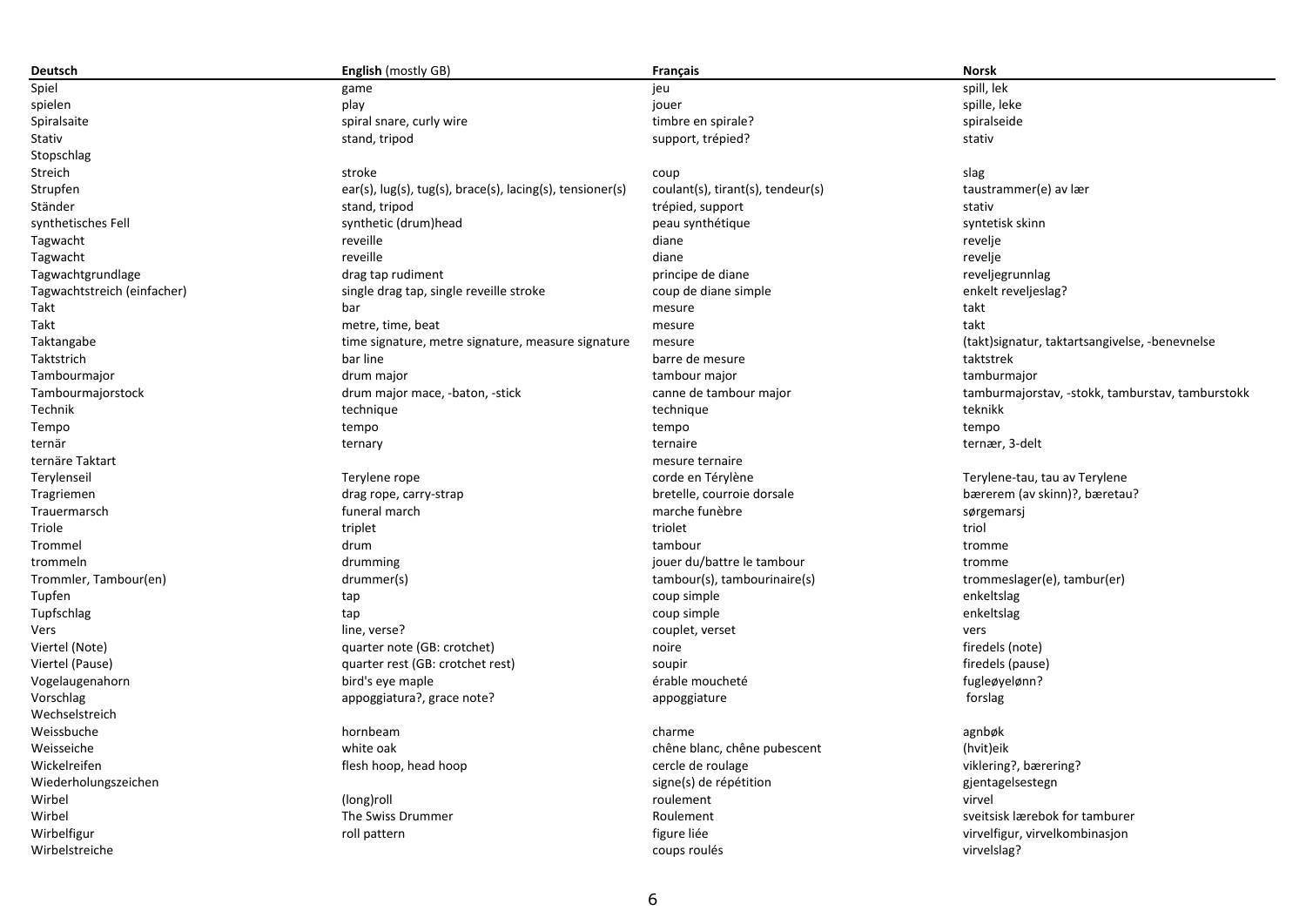| **Deutsch** | **English** (mostly GB) | **Français** | **Norsk** |
|---|---|---|---|
| Spiel | game | jeu | spill, lek |
| spielen | play | jouer | spille, leke |
| Spiralsaite | spiral snare, curly wire | timbre en spirale? | spiralseide |
| Stativ | stand, tripod | support, trépied? | stativ |
| Stopschlag | | | |
| Streich | stroke | coup | slag |
| Strupfen | ear(s), lug(s), tug(s), brace(s), lacing(s), tensioner(s) | coulant(s), tirant(s), tendeur(s) | taustrammer(e) av lær |
| Ständer | stand, tripod | trépied, support | stativ |
| synthetisches Fell | synthetic (drum)head | peau synthétique | syntetisk skinn |
| Tagwacht | reveille | diane | revelje |
| Tagwacht | reveille | diane | revelje |
| Tagwachtgrundlage | drag tap rudiment | principe de diane | reveljegrunnlag |
| Tagwachtstreich (einfacher) | single drag tap, single reveille stroke | coup de diane simple | enkelt reveljeslag? |
| Takt | bar | mesure | takt |
| Takt | metre, time, beat | mesure | takt |
| Taktangabe | time signature, metre signature, measure signature | mesure | (takt)signatur, taktartsangivelse, -benevnelse |
| Taktstrich | bar line | barre de mesure | taktstrek |
| Tambourmajor | drum major | tambour major | tamburmajor |
| Tambourmajorstock | drum major mace, -baton, -stick | canne de tambour major | tamburmajorstav, -stokk, tamburstav, tamburstokk |
| Technik | technique | technique | teknikk |
| Tempo | tempo | tempo | tempo |
| ternär | ternary | ternaire | ternær, 3-delt |
| ternäre Taktart | | mesure ternaire | |
| Terylenseil | Terylene rope | corde en Térylène | Terylene-tau, tau av Terylene |
| Tragriemen | drag rope, carry-strap | bretelle, courroie dorsale | bærerem (av skinn)?, bæretau? |
| Trauermarsch | funeral march | marche funèbre | sørgemarsj |
| Triole | triplet | triolet | triol |
| Trommel | drum | tambour | tromme |
| trommeln | drumming | jouer du/battre le tambour | tromme |
| Trommler, Tambour(en) | drummer(s) | tambour(s), tambourinaire(s) | trommeslager(e), tambur(er) |
| Tupfen | tap | coup simple | enkeltslag |
| Tupfschlag | tap | coup simple | enkeltslag |
| Vers | line, verse? | couplet, verset | vers |
| Viertel (Note) | quarter note (GB: crotchet) | noire | firedels (note) |
| Viertel (Pause) | quarter rest (GB: crotchet rest) | soupir | firedels (pause) |
| Vogelaugenahorn | bird's eye maple | érable moucheté | fugleøyelønn? |
| Vorschlag | appoggiatura?, grace note? | appoggiature | forslag |
| Wechselstreich | | | |
| Weissbuche | hornbeam | charme | agnbøk |
| Weisseiche | white oak | chêne blanc, chêne pubescent | (hvit)eik |
| Wickelreifen | flesh hoop, head hoop | cercle de roulage | viklering?, bærering? |
| Wiederholungszeichen | | signe(s) de répétition | gjentagelsestegn |
| Wirbel | (long)roll | roulement | virvel |
| Wirbel | The Swiss Drummer | Roulement | sveitsisk lærebok for tamburer |
| Wirbelfigur | roll pattern | figure liée | virvelfigur, virvelkombinasjon |
| Wirbelstreiche | | coups roulés | virvelslag? |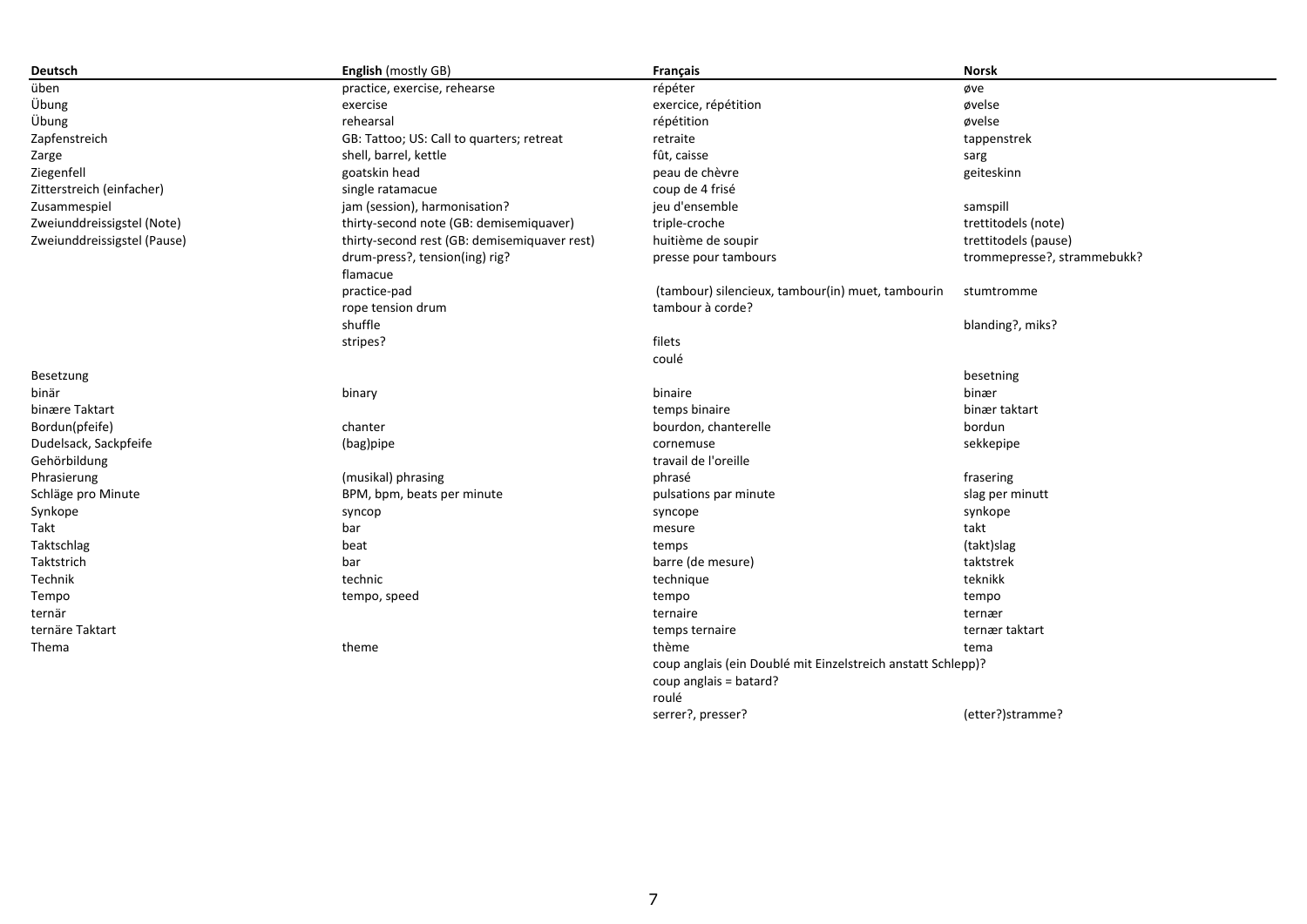| Deutsch | **English** (mostly GB) | Français | Norsk |
|---|---|---|---|
| üben | practice, exercise, rehearse | répéter | øve |
| Übung | exercise | exercice, répétition | øvelse |
| Übung | rehearsal | répétition | øvelse |
| Zapfenstreich | GB: Tattoo; US: Call to quarters; retreat | retraite | tappenstrek |
| Zarge | shell, barrel, kettle | fût, caisse | sarg |
| Ziegenfell | goatskin head | peau de chèvre | geiteskinn |
| Zitterstreich (einfacher) | single ratamacue | coup de 4 frisé | |
| Zusammespiel | jam (session), harmonisation? | jeu d'ensemble | samspill |
| Zweiunddreissigstel (Note) | thirty-second note (GB: demisemiquaver) | triple-croche | trettitodels (note) |
| Zweiunddreissigstel (Pause) | thirty-second rest (GB: demisemiquaver rest) | huitième de soupir | trettitodels (pause) |
| | drum-press?, tension(ing) rig? | presse pour tambours | trommepresse?, strammebukk? |
| | flamacue | | |
| | practice-pad | (tambour) silencieux, tambour(in) muet, tambourin | stumtromme |
| | rope tension drum | tambour à corde? | |
| | shuffle | | blanding?, miks? |
| | stripes? | filets | |
| | | coulé | |
| Besetzung | | | besetning |
| binär | binary | binaire | binær |
| binäre Taktart | | temps binaire | binær taktart |
| Bordun(pfeife) | chanter | bourdon, chanterelle | bordun |
| Dudelsack, Sackpfeife | (bag)pipe | cornemuse | sekkepipe |
| Gehörbildung | | travail de l'oreille | |
| Phrasierung | (musikal) phrasing | phrasé | frasering |
| Schläge pro Minute | BPM, bpm, beats per minute | pulsations par minute | slag per minutt |
| Synkope | syncop | syncope | synkope |
| Takt | bar | mesure | takt |
| Taktschlag | beat | temps | (takt)slag |
| Taktstrich | bar | barre (de mesure) | taktstrek |
| Technik | technic | technique | teknikk |
| Tempo | tempo, speed | tempo | tempo |
| ternär | | ternaire | ternær |
| ternäre Taktart | | temps ternaire | ternær taktart |
| Thema | theme | thème | tema |
| | | coup anglais (ein Doublé mit Einzelstreich anstatt Schlepp)? | |
| | | coup anglais = batard? | |
| | | roulé | |
| | | serrer?, presser? | (etter?)stramme? |